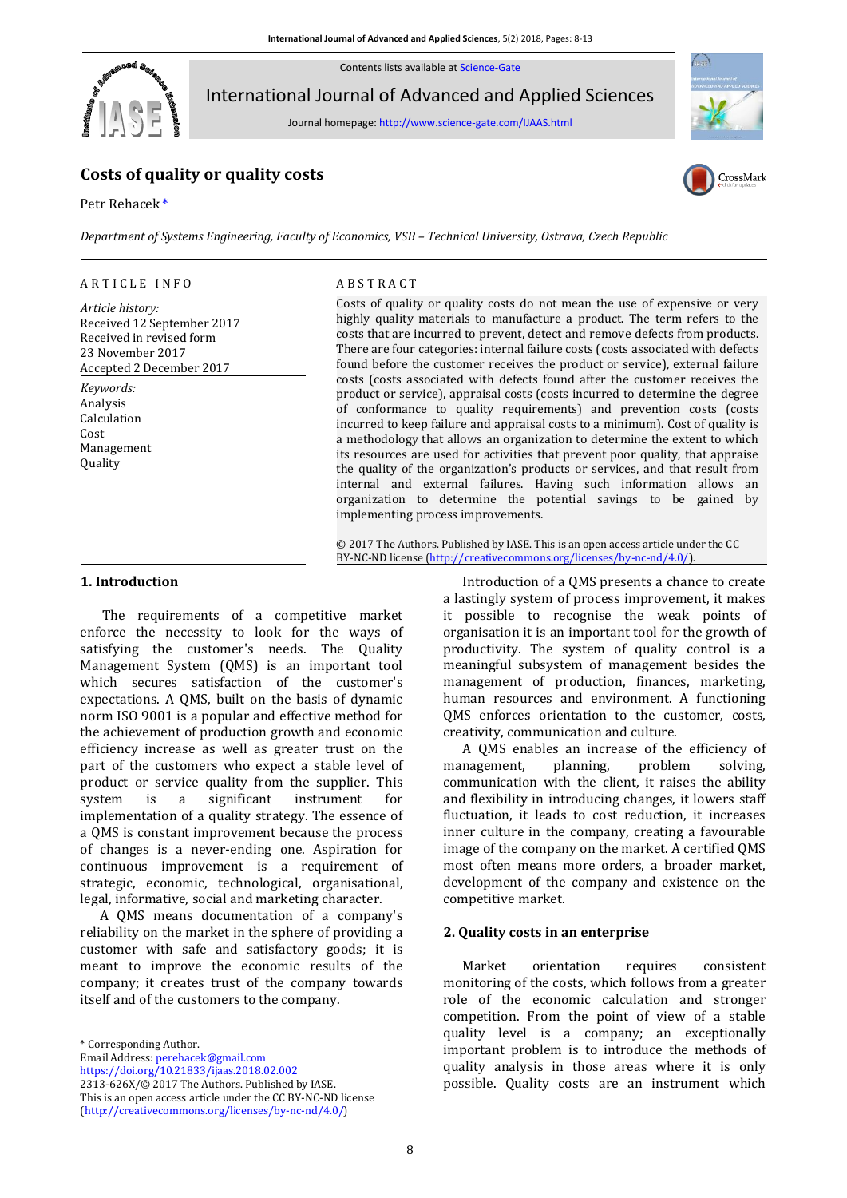# Costs of quality or quality costs

Petr Rehacek *

*Department of Systems Engineering, Faculty of Economics, VSB – Technical University, Ostrava, Czech Republic*

---

**ARTICLE INFO**

*Article history:*
Received 12 September 2017
Received in revised form
23 November 2017
Accepted 2 December 2017

*Keywords:*
Analysis
Calculation
Cost
Management
Quality

**ABSTRACT**

Costs of quality or quality costs do not mean the use of expensive or very highly quality materials to manufacture a product. The term refers to the costs that are incurred to prevent, detect and remove defects from products. There are four categories: internal failure costs (costs associated with defects found before the customer receives the product or service), external failure costs (costs associated with defects found after the customer receives the product or service), appraisal costs (costs incurred to determine the degree of conformance to quality requirements) and prevention costs (costs incurred to keep failure and appraisal costs to a minimum). Cost of quality is a methodology that allows an organization to determine the extent to which its resources are used for activities that prevent poor quality, that appraise the quality of the organization's products or services, and that result from internal and external failures. Having such information allows an organization to determine the potential savings to be gained by implementing process improvements.

© 2017 The Authors. Published by IASE. This is an open access article under the CC BY-NC-ND license (http://creativecommons.org/licenses/by-nc-nd/4.0/).

## 1. Introduction

The requirements of a competitive market enforce the necessity to look for the ways of satisfying the customer's needs. The Quality Management System (QMS) is an important tool which secures satisfaction of the customer's expectations. A QMS, built on the basis of dynamic norm ISO 9001 is a popular and effective method for the achievement of production growth and economic efficiency increase as well as greater trust on the part of the customers who expect a stable level of product or service quality from the supplier. This system is a significant instrument for implementation of a quality strategy. The essence of a QMS is constant improvement because the process of changes is a never-ending one. Aspiration for continuous improvement is a requirement of strategic, economic, technological, organisational, legal, informative, social and marketing character.

A QMS means documentation of a company's reliability on the market in the sphere of providing a customer with safe and satisfactory goods; it is meant to improve the economic results of the company; it creates trust of the company towards itself and of the customers to the company.

Introduction of a QMS presents a chance to create a lastingly system of process improvement, it makes it possible to recognise the weak points of organisation it is an important tool for the growth of productivity. The system of quality control is a meaningful subsystem of management besides the management of production, finances, marketing, human resources and environment. A functioning QMS enforces orientation to the customer, costs, creativity, communication and culture.

A QMS enables an increase of the efficiency of management, planning, problem solving, communication with the client, it raises the ability and flexibility in introducing changes, it lowers staff fluctuation, it leads to cost reduction, it increases inner culture in the company, creating a favourable image of the company on the market. A certified QMS most often means more orders, a broader market, development of the company and existence on the competitive market.

## 2. Quality costs in an enterprise

Market orientation requires consistent monitoring of the costs, which follows from a greater role of the economic calculation and stronger competition. From the point of view of a stable quality level is a company; an exceptionally important problem is to introduce the methods of quality analysis in those areas where it is only possible. Quality costs are an instrument which

---

* Corresponding Author.
Email Address: perehacek@gmail.com
https://doi.org/10.21833/ijaas.2018.02.002
2313-626X/© 2017 The Authors. Published by IASE.
This is an open access article under the CC BY-NC-ND license (http://creativecommons.org/licenses/by-nc-nd/4.0/)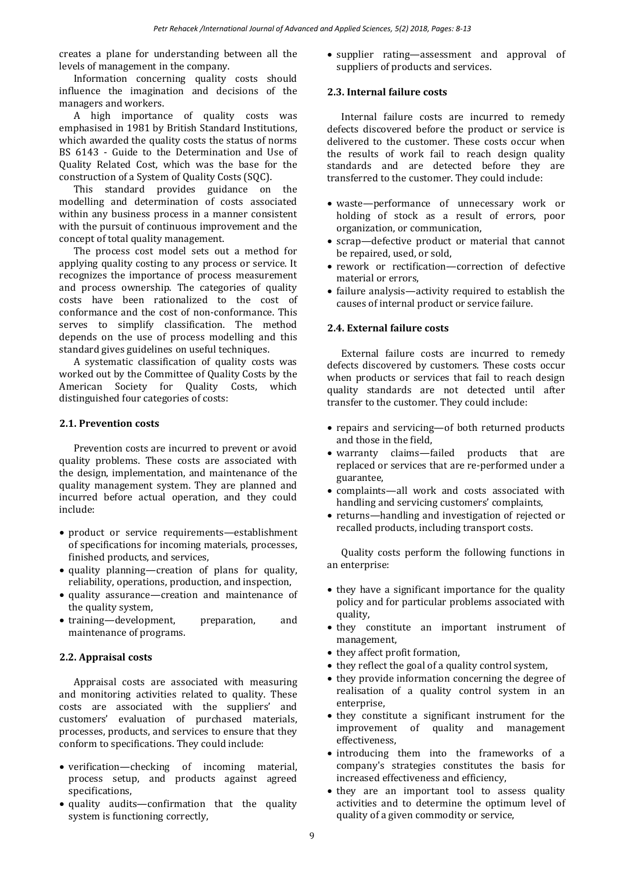creates a plane for understanding between all the levels of management in the company.

Information concerning quality costs should influence the imagination and decisions of the managers and workers.

A high importance of quality costs was emphasised in 1981 by British Standard Institutions, which awarded the quality costs the status of norms BS 6143 - Guide to the Determination and Use of Quality Related Cost, which was the base for the construction of a System of Quality Costs (SQC).

This standard provides guidance on the modelling and determination of costs associated within any business process in a manner consistent with the pursuit of continuous improvement and the concept of total quality management.

The process cost model sets out a method for applying quality costing to any process or service. It recognizes the importance of process measurement and process ownership. The categories of quality costs have been rationalized to the cost of conformance and the cost of non-conformance. This serves to simplify classification. The method depends on the use of process modelling and this standard gives guidelines on useful techniques.

A systematic classification of quality costs was worked out by the Committee of Quality Costs by the American Society for Quality Costs, which distinguished four categories of costs:

### 2.1. Prevention costs

Prevention costs are incurred to prevent or avoid quality problems. These costs are associated with the design, implementation, and maintenance of the quality management system. They are planned and incurred before actual operation, and they could include:

- product or service requirements—establishment of specifications for incoming materials, processes, finished products, and services,
- quality planning—creation of plans for quality, reliability, operations, production, and inspection,
- quality assurance—creation and maintenance of the quality system,
- training—development, preparation, and maintenance of programs.

### 2.2. Appraisal costs

Appraisal costs are associated with measuring and monitoring activities related to quality. These costs are associated with the suppliers' and customers' evaluation of purchased materials, processes, products, and services to ensure that they conform to specifications. They could include:

- verification—checking of incoming material, process setup, and products against agreed specifications,
- quality audits—confirmation that the quality system is functioning correctly,
- supplier rating—assessment and approval of suppliers of products and services.

### 2.3. Internal failure costs

Internal failure costs are incurred to remedy defects discovered before the product or service is delivered to the customer. These costs occur when the results of work fail to reach design quality standards and are detected before they are transferred to the customer. They could include:

- waste—performance of unnecessary work or holding of stock as a result of errors, poor organization, or communication,
- scrap—defective product or material that cannot be repaired, used, or sold,
- rework or rectification—correction of defective material or errors,
- failure analysis—activity required to establish the causes of internal product or service failure.

### 2.4. External failure costs

External failure costs are incurred to remedy defects discovered by customers. These costs occur when products or services that fail to reach design quality standards are not detected until after transfer to the customer. They could include:

- repairs and servicing—of both returned products and those in the field,
- warranty claims—failed products that are replaced or services that are re-performed under a guarantee,
- complaints—all work and costs associated with handling and servicing customers' complaints,
- returns—handling and investigation of rejected or recalled products, including transport costs.

Quality costs perform the following functions in an enterprise:

- they have a significant importance for the quality policy and for particular problems associated with quality,
- they constitute an important instrument of management,
- they affect profit formation,
- they reflect the goal of a quality control system,
- they provide information concerning the degree of realisation of a quality control system in an enterprise,
- they constitute a significant instrument for the improvement of quality and management effectiveness,
- introducing them into the frameworks of a company's strategies constitutes the basis for increased effectiveness and efficiency,
- they are an important tool to assess quality activities and to determine the optimum level of quality of a given commodity or service,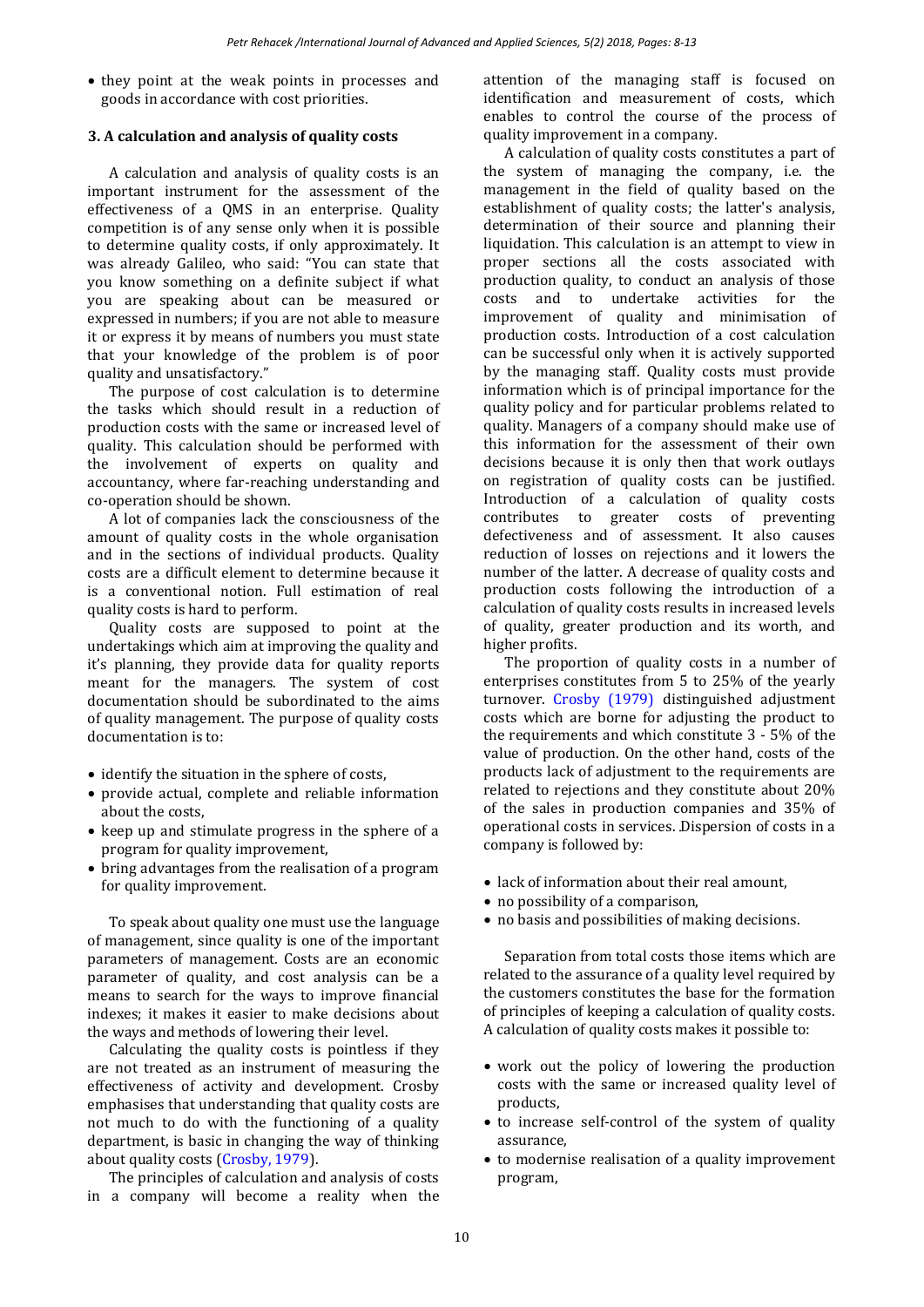- they point at the weak points in processes and goods in accordance with cost priorities.

## 3. A calculation and analysis of quality costs

A calculation and analysis of quality costs is an important instrument for the assessment of the effectiveness of a QMS in an enterprise. Quality competition is of any sense only when it is possible to determine quality costs, if only approximately. It was already Galileo, who said: "You can state that you know something on a definite subject if what you are speaking about can be measured or expressed in numbers; if you are not able to measure it or express it by means of numbers you must state that your knowledge of the problem is of poor quality and unsatisfactory."

The purpose of cost calculation is to determine the tasks which should result in a reduction of production costs with the same or increased level of quality. This calculation should be performed with the involvement of experts on quality and accountancy, where far-reaching understanding and co-operation should be shown.

A lot of companies lack the consciousness of the amount of quality costs in the whole organisation and in the sections of individual products. Quality costs are a difficult element to determine because it is a conventional notion. Full estimation of real quality costs is hard to perform.

Quality costs are supposed to point at the undertakings which aim at improving the quality and it's planning, they provide data for quality reports meant for the managers. The system of cost documentation should be subordinated to the aims of quality management. The purpose of quality costs documentation is to:

- identify the situation in the sphere of costs,
- provide actual, complete and reliable information about the costs,
- keep up and stimulate progress in the sphere of a program for quality improvement,
- bring advantages from the realisation of a program for quality improvement.

To speak about quality one must use the language of management, since quality is one of the important parameters of management. Costs are an economic parameter of quality, and cost analysis can be a means to search for the ways to improve financial indexes; it makes it easier to make decisions about the ways and methods of lowering their level.

Calculating the quality costs is pointless if they are not treated as an instrument of measuring the effectiveness of activity and development. Crosby emphasises that understanding that quality costs are not much to do with the functioning of a quality department, is basic in changing the way of thinking about quality costs (Crosby, 1979).

The principles of calculation and analysis of costs in a company will become a reality when the attention of the managing staff is focused on identification and measurement of costs, which enables to control the course of the process of quality improvement in a company.

A calculation of quality costs constitutes a part of the system of managing the company, i.e. the management in the field of quality based on the establishment of quality costs; the latter's analysis, determination of their source and planning their liquidation. This calculation is an attempt to view in proper sections all the costs associated with production quality, to conduct an analysis of those costs and to undertake activities for the improvement of quality and minimisation of production costs. Introduction of a cost calculation can be successful only when it is actively supported by the managing staff. Quality costs must provide information which is of principal importance for the quality policy and for particular problems related to quality. Managers of a company should make use of this information for the assessment of their own decisions because it is only then that work outlays on registration of quality costs can be justified. Introduction of a calculation of quality costs contributes to greater costs of preventing defectiveness and of assessment. It also causes reduction of losses on rejections and it lowers the number of the latter. A decrease of quality costs and production costs following the introduction of a calculation of quality costs results in increased levels of quality, greater production and its worth, and higher profits.

The proportion of quality costs in a number of enterprises constitutes from 5 to 25% of the yearly turnover. Crosby (1979) distinguished adjustment costs which are borne for adjusting the product to the requirements and which constitute 3 - 5% of the value of production. On the other hand, costs of the products lack of adjustment to the requirements are related to rejections and they constitute about 20% of the sales in production companies and 35% of operational costs in services. Dispersion of costs in a company is followed by:

- lack of information about their real amount,
- no possibility of a comparison,
- no basis and possibilities of making decisions.

Separation from total costs those items which are related to the assurance of a quality level required by the customers constitutes the base for the formation of principles of keeping a calculation of quality costs. A calculation of quality costs makes it possible to:

- work out the policy of lowering the production costs with the same or increased quality level of products,
- to increase self-control of the system of quality assurance,
- to modernise realisation of a quality improvement program,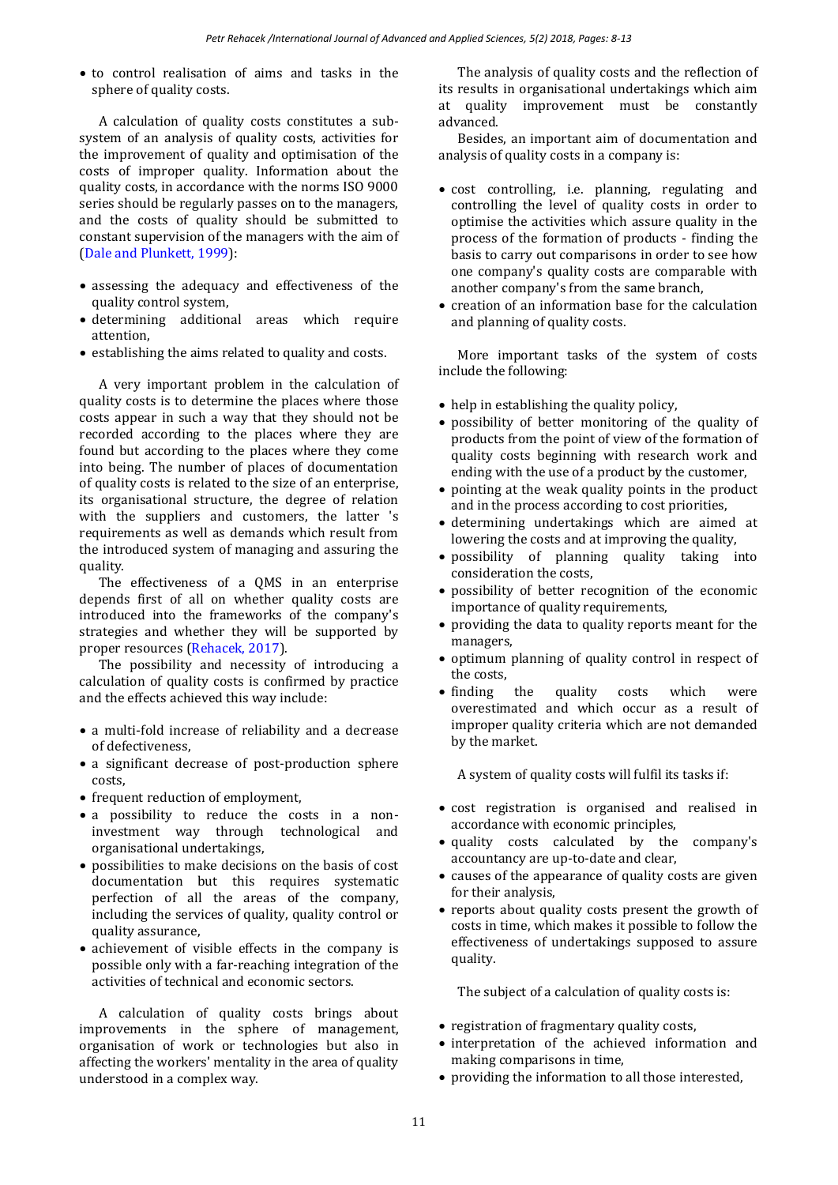- to control realisation of aims and tasks in the sphere of quality costs.

A calculation of quality costs constitutes a sub-system of an analysis of quality costs, activities for the improvement of quality and optimisation of the costs of improper quality. Information about the quality costs, in accordance with the norms ISO 9000 series should be regularly passes on to the managers, and the costs of quality should be submitted to constant supervision of the managers with the aim of (Dale and Plunkett, 1999):

- assessing the adequacy and effectiveness of the quality control system,
- determining additional areas which require attention,
- establishing the aims related to quality and costs.

A very important problem in the calculation of quality costs is to determine the places where those costs appear in such a way that they should not be recorded according to the places where they are found but according to the places where they come into being. The number of places of documentation of quality costs is related to the size of an enterprise, its organisational structure, the degree of relation with the suppliers and customers, the latter 's requirements as well as demands which result from the introduced system of managing and assuring the quality.

The effectiveness of a QMS in an enterprise depends first of all on whether quality costs are introduced into the frameworks of the company's strategies and whether they will be supported by proper resources (Rehacek, 2017).

The possibility and necessity of introducing a calculation of quality costs is confirmed by practice and the effects achieved this way include:

- a multi-fold increase of reliability and a decrease of defectiveness,
- a significant decrease of post-production sphere costs,
- frequent reduction of employment,
- a possibility to reduce the costs in a non-investment way through technological and organisational undertakings,
- possibilities to make decisions on the basis of cost documentation but this requires systematic perfection of all the areas of the company, including the services of quality, quality control or quality assurance,
- achievement of visible effects in the company is possible only with a far-reaching integration of the activities of technical and economic sectors.

A calculation of quality costs brings about improvements in the sphere of management, organisation of work or technologies but also in affecting the workers' mentality in the area of quality understood in a complex way.

The analysis of quality costs and the reflection of its results in organisational undertakings which aim at quality improvement must be constantly advanced.

Besides, an important aim of documentation and analysis of quality costs in a company is:

- cost controlling, i.e. planning, regulating and controlling the level of quality costs in order to optimise the activities which assure quality in the process of the formation of products - finding the basis to carry out comparisons in order to see how one company's quality costs are comparable with another company's from the same branch,
- creation of an information base for the calculation and planning of quality costs.

More important tasks of the system of costs include the following:

- help in establishing the quality policy,
- possibility of better monitoring of the quality of products from the point of view of the formation of quality costs beginning with research work and ending with the use of a product by the customer,
- pointing at the weak quality points in the product and in the process according to cost priorities,
- determining undertakings which are aimed at lowering the costs and at improving the quality,
- possibility of planning quality taking into consideration the costs,
- possibility of better recognition of the economic importance of quality requirements,
- providing the data to quality reports meant for the managers,
- optimum planning of quality control in respect of the costs,
- finding the quality costs which were overestimated and which occur as a result of improper quality criteria which are not demanded by the market.

A system of quality costs will fulfil its tasks if:

- cost registration is organised and realised in accordance with economic principles,
- quality costs calculated by the company's accountancy are up-to-date and clear,
- causes of the appearance of quality costs are given for their analysis,
- reports about quality costs present the growth of costs in time, which makes it possible to follow the effectiveness of undertakings supposed to assure quality.

The subject of a calculation of quality costs is:

- registration of fragmentary quality costs,
- interpretation of the achieved information and making comparisons in time,
- providing the information to all those interested,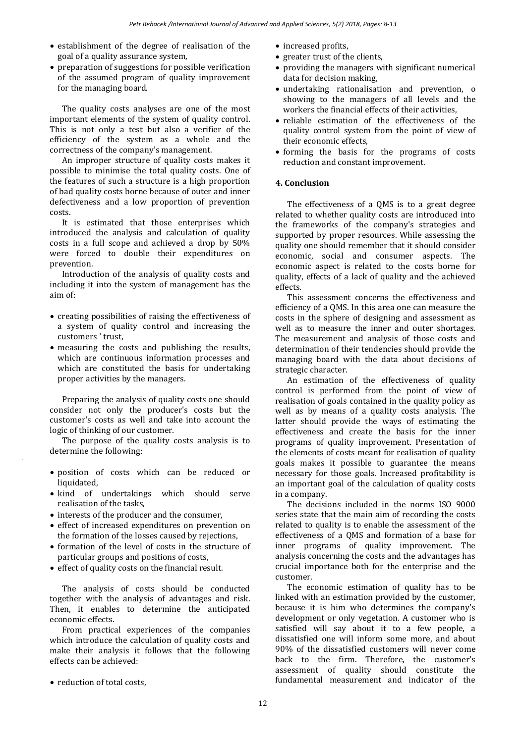- establishment of the degree of realisation of the goal of a quality assurance system,
- preparation of suggestions for possible verification of the assumed program of quality improvement for the managing board.

The quality costs analyses are one of the most important elements of the system of quality control. This is not only a test but also a verifier of the efficiency of the system as a whole and the correctness of the company's management.

An improper structure of quality costs makes it possible to minimise the total quality costs. One of the features of such a structure is a high proportion of bad quality costs borne because of outer and inner defectiveness and a low proportion of prevention costs.

It is estimated that those enterprises which introduced the analysis and calculation of quality costs in a full scope and achieved a drop by 50% were forced to double their expenditures on prevention.

Introduction of the analysis of quality costs and including it into the system of management has the aim of:

- creating possibilities of raising the effectiveness of a system of quality control and increasing the customers ' trust,
- measuring the costs and publishing the results, which are continuous information processes and which are constituted the basis for undertaking proper activities by the managers.

Preparing the analysis of quality costs one should consider not only the producer's costs but the customer's costs as well and take into account the logic of thinking of our customer.

The purpose of the quality costs analysis is to determine the following:

- position of costs which can be reduced or liquidated,
- kind of undertakings which should serve realisation of the tasks,
- interests of the producer and the consumer,
- effect of increased expenditures on prevention on the formation of the losses caused by rejections,
- formation of the level of costs in the structure of particular groups and positions of costs,
- effect of quality costs on the financial result.

The analysis of costs should be conducted together with the analysis of advantages and risk. Then, it enables to determine the anticipated economic effects.

From practical experiences of the companies which introduce the calculation of quality costs and make their analysis it follows that the following effects can be achieved:

- reduction of total costs,
- increased profits,
- greater trust of the clients,
- providing the managers with significant numerical data for decision making,
- undertaking rationalisation and prevention, o showing to the managers of all levels and the workers the financial effects of their activities,
- reliable estimation of the effectiveness of the quality control system from the point of view of their economic effects,
- forming the basis for the programs of costs reduction and constant improvement.

## 4. Conclusion

The effectiveness of a QMS is to a great degree related to whether quality costs are introduced into the frameworks of the company's strategies and supported by proper resources. While assessing the quality one should remember that it should consider economic, social and consumer aspects. The economic aspect is related to the costs borne for quality, effects of a lack of quality and the achieved effects.

This assessment concerns the effectiveness and efficiency of a QMS. In this area one can measure the costs in the sphere of designing and assessment as well as to measure the inner and outer shortages. The measurement and analysis of those costs and determination of their tendencies should provide the managing board with the data about decisions of strategic character.

An estimation of the effectiveness of quality control is performed from the point of view of realisation of goals contained in the quality policy as well as by means of a quality costs analysis. The latter should provide the ways of estimating the effectiveness and create the basis for the inner programs of quality improvement. Presentation of the elements of costs meant for realisation of quality goals makes it possible to guarantee the means necessary for those goals. Increased profitability is an important goal of the calculation of quality costs in a company.

The decisions included in the norms ISO 9000 series state that the main aim of recording the costs related to quality is to enable the assessment of the effectiveness of a QMS and formation of a base for inner programs of quality improvement. The analysis concerning the costs and the advantages has crucial importance both for the enterprise and the customer.

The economic estimation of quality has to be linked with an estimation provided by the customer, because it is him who determines the company's development or only vegetation. A customer who is satisfied will say about it to a few people, a dissatisfied one will inform some more, and about 90% of the dissatisfied customers will never come back to the firm. Therefore, the customer's assessment of quality should constitute the fundamental measurement and indicator of the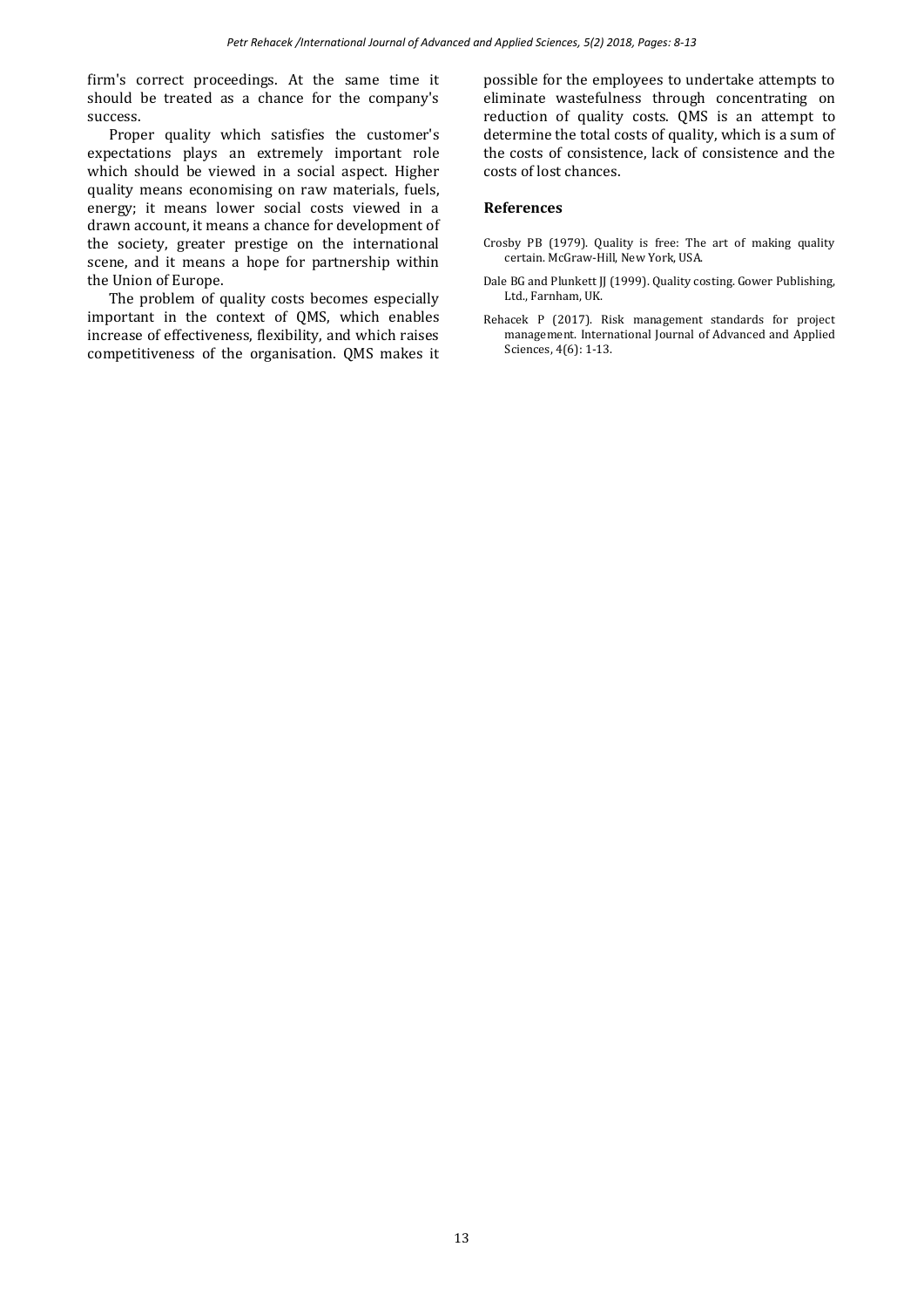firm's correct proceedings. At the same time it should be treated as a chance for the company's success.

Proper quality which satisfies the customer's expectations plays an extremely important role which should be viewed in a social aspect. Higher quality means economising on raw materials, fuels, energy; it means lower social costs viewed in a drawn account, it means a chance for development of the society, greater prestige on the international scene, and it means a hope for partnership within the Union of Europe.

The problem of quality costs becomes especially important in the context of QMS, which enables increase of effectiveness, flexibility, and which raises competitiveness of the organisation. QMS makes it possible for the employees to undertake attempts to eliminate wastefulness through concentrating on reduction of quality costs. QMS is an attempt to determine the total costs of quality, which is a sum of the costs of consistence, lack of consistence and the costs of lost chances.

## References

Crosby PB (1979). Quality is free: The art of making quality certain. McGraw-Hill, New York, USA.

Dale BG and Plunkett JJ (1999). Quality costing. Gower Publishing, Ltd., Farnham, UK.

Rehacek P (2017). Risk management standards for project management. International Journal of Advanced and Applied Sciences, 4(6): 1-13.